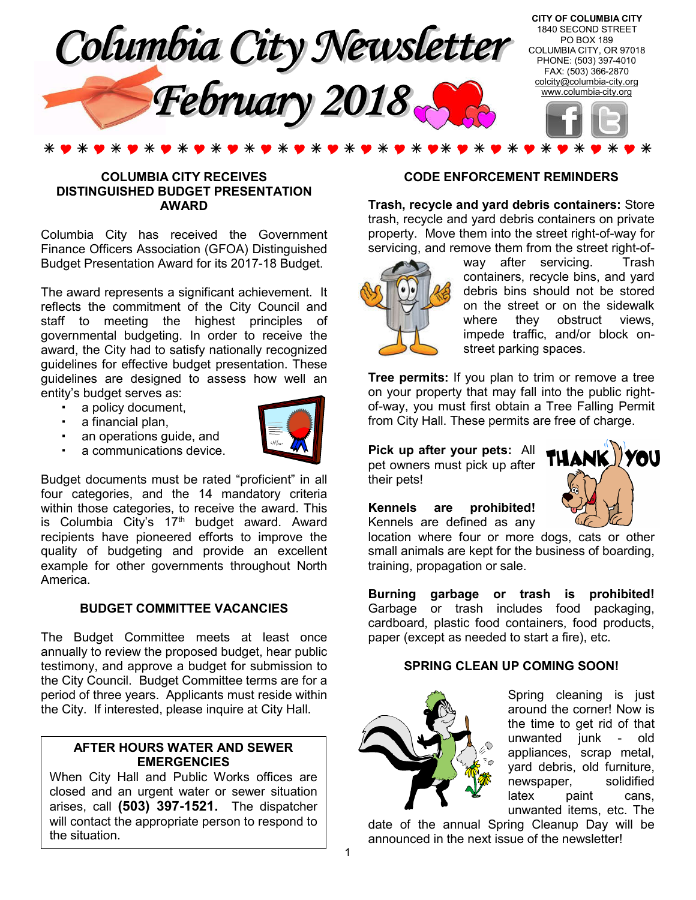# Columbia City Newsletter February 2018

**CITY OF COLUMBIA CITY**
1840 SECOND STREET
PO BOX 189
COLUMBIA CITY, OR 97018
PHONE: (503) 397-4010
FAX: (503) 366-2870
colcity@columbia-city.org
www.columbia-city.org

## COLUMBIA CITY RECEIVES DISTINGUISHED BUDGET PRESENTATION AWARD

Columbia City has received the Government Finance Officers Association (GFOA) Distinguished Budget Presentation Award for its 2017-18 Budget.

The award represents a significant achievement. It reflects the commitment of the City Council and staff to meeting the highest principles of governmental budgeting. In order to receive the award, the City had to satisfy nationally recognized guidelines for effective budget presentation. These guidelines are designed to assess how well an entity's budget serves as:

- a policy document,
- a financial plan,
- an operations guide, and
- a communications device.

Budget documents must be rated "proficient" in all four categories, and the 14 mandatory criteria within those categories, to receive the award. This is Columbia City's 17th budget award. Award recipients have pioneered efforts to improve the quality of budgeting and provide an excellent example for other governments throughout North America.

## BUDGET COMMITTEE VACANCIES

The Budget Committee meets at least once annually to review the proposed budget, hear public testimony, and approve a budget for submission to the City Council. Budget Committee terms are for a period of three years. Applicants must reside within the City. If interested, please inquire at City Hall.

## AFTER HOURS WATER AND SEWER EMERGENCIES

When City Hall and Public Works offices are closed and an urgent water or sewer situation arises, call **(503) 397-1521.** The dispatcher will contact the appropriate person to respond to the situation.

## CODE ENFORCEMENT REMINDERS

**Trash, recycle and yard debris containers:** Store trash, recycle and yard debris containers on private property. Move them into the street right-of-way for servicing, and remove them from the street right-of-way after servicing. Trash containers, recycle bins, and yard debris bins should not be stored on the street or on the sidewalk where they obstruct views, impede traffic, and/or block on-street parking spaces.

**Tree permits:** If you plan to trim or remove a tree on your property that may fall into the public right-of-way, you must first obtain a Tree Falling Permit from City Hall. These permits are free of charge.

**Pick up after your pets:** All pet owners must pick up after their pets!

**Kennels are prohibited!** Kennels are defined as any location where four or more dogs, cats or other small animals are kept for the business of boarding, training, propagation or sale.

**Burning garbage or trash is prohibited!** Garbage or trash includes food packaging, cardboard, plastic food containers, food products, paper (except as needed to start a fire), etc.

## SPRING CLEAN UP COMING SOON!

Spring cleaning is just around the corner! Now is the time to get rid of that unwanted junk - old appliances, scrap metal, yard debris, old furniture, newspaper, solidified latex paint cans, unwanted items, etc. The date of the annual Spring Cleanup Day will be announced in the next issue of the newsletter!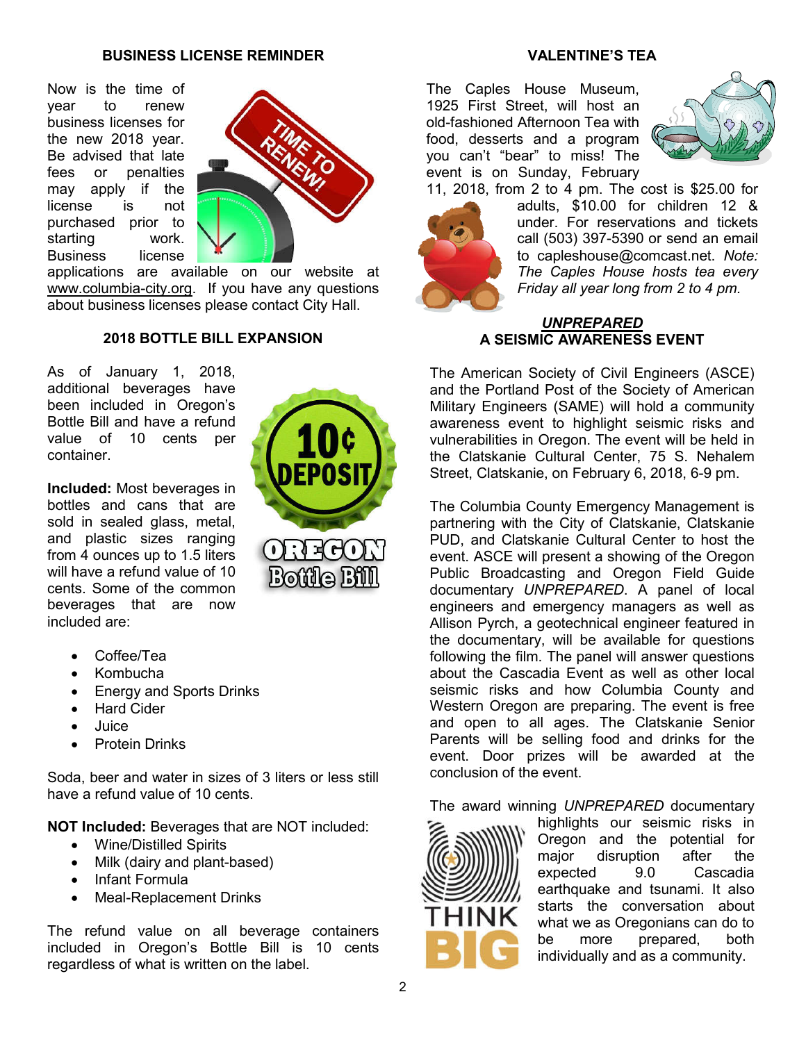## BUSINESS LICENSE REMINDER

Now is the time of year to renew business licenses for the new 2018 year. Be advised that late fees or penalties may apply if the license is not purchased prior to starting work. Business license applications are available on our website at www.columbia-city.org. If you have any questions about business licenses please contact City Hall.

## 2018 BOTTLE BILL EXPANSION

As of January 1, 2018, additional beverages have been included in Oregon's Bottle Bill and have a refund value of 10 cents per container.

**Included:** Most beverages in bottles and cans that are sold in sealed glass, metal, and plastic sizes ranging from 4 ounces up to 1.5 liters will have a refund value of 10 cents. Some of the common beverages that are now included are:

- Coffee/Tea
- Kombucha
- Energy and Sports Drinks
- Hard Cider
- Juice
- Protein Drinks

Soda, beer and water in sizes of 3 liters or less still have a refund value of 10 cents.

**NOT Included:** Beverages that are NOT included:

- Wine/Distilled Spirits
- Milk (dairy and plant-based)
- Infant Formula
- Meal-Replacement Drinks

The refund value on all beverage containers included in Oregon's Bottle Bill is 10 cents regardless of what is written on the label.

## VALENTINE'S TEA

The Caples House Museum, 1925 First Street, will host an old-fashioned Afternoon Tea with food, desserts and a program you can't "bear" to miss! The event is on Sunday, February 11, 2018, from 2 to 4 pm. The cost is $25.00 for adults, $10.00 for children 12 & under. For reservations and tickets call (503) 397-5390 or send an email to capleshouse@comcast.net. *Note: The Caples House hosts tea every Friday all year long from 2 to 4 pm.*

## *UNPREPARED* A SEISMIC AWARENESS EVENT

The American Society of Civil Engineers (ASCE) and the Portland Post of the Society of American Military Engineers (SAME) will hold a community awareness event to highlight seismic risks and vulnerabilities in Oregon. The event will be held in the Clatskanie Cultural Center, 75 S. Nehalem Street, Clatskanie, on February 6, 2018, 6-9 pm.

The Columbia County Emergency Management is partnering with the City of Clatskanie, Clatskanie PUD, and Clatskanie Cultural Center to host the event. ASCE will present a showing of the Oregon Public Broadcasting and Oregon Field Guide documentary *UNPREPARED*. A panel of local engineers and emergency managers as well as Allison Pyrch, a geotechnical engineer featured in the documentary, will be available for questions following the film. The panel will answer questions about the Cascadia Event as well as other local seismic risks and how Columbia County and Western Oregon are preparing. The event is free and open to all ages. The Clatskanie Senior Parents will be selling food and drinks for the event. Door prizes will be awarded at the conclusion of the event.

The award winning *UNPREPARED* documentary highlights our seismic risks in Oregon and the potential for major disruption after the expected 9.0 Cascadia earthquake and tsunami. It also starts the conversation about what we as Oregonians can do to be more prepared, both individually and as a community.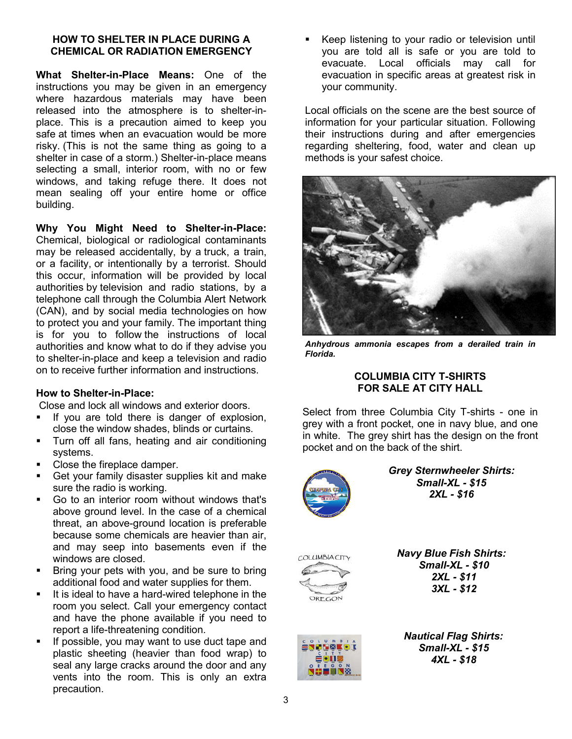## HOW TO SHELTER IN PLACE DURING A CHEMICAL OR RADIATION EMERGENCY

**What Shelter-in-Place Means:** One of the instructions you may be given in an emergency where hazardous materials may have been released into the atmosphere is to shelter-in-place. This is a precaution aimed to keep you safe at times when an evacuation would be more risky. (This is not the same thing as going to a shelter in case of a storm.) Shelter-in-place means selecting a small, interior room, with no or few windows, and taking refuge there. It does not mean sealing off your entire home or office building.

**Why You Might Need to Shelter-in-Place:** Chemical, biological or radiological contaminants may be released accidentally, by a truck, a train, or a facility, or intentionally by a terrorist. Should this occur, information will be provided by local authorities by television and radio stations, by a telephone call through the Columbia Alert Network (CAN), and by social media technologies on how to protect you and your family. The important thing is for you to follow the instructions of local authorities and know what to do if they advise you to shelter-in-place and keep a television and radio on to receive further information and instructions.

**How to Shelter-in-Place:**

Close and lock all windows and exterior doors.

- If you are told there is danger of explosion, close the window shades, blinds or curtains.
- Turn off all fans, heating and air conditioning systems.
- Close the fireplace damper.
- Get your family disaster supplies kit and make sure the radio is working.
- Go to an interior room without windows that's above ground level. In the case of a chemical threat, an above-ground location is preferable because some chemicals are heavier than air, and may seep into basements even if the windows are closed.
- Bring your pets with you, and be sure to bring additional food and water supplies for them.
- It is ideal to have a hard-wired telephone in the room you select. Call your emergency contact and have the phone available if you need to report a life-threatening condition.
- If possible, you may want to use duct tape and plastic sheeting (heavier than food wrap) to seal any large cracks around the door and any vents into the room. This is only an extra precaution.
- Keep listening to your radio or television until you are told all is safe or you are told to evacuate. Local officials may call for evacuation in specific areas at greatest risk in your community.

Local officials on the scene are the best source of information for your particular situation. Following their instructions during and after emergencies regarding sheltering, food, water and clean up methods is your safest choice.

***Anhydrous ammonia escapes from a derailed train in Florida.***

## COLUMBIA CITY T-SHIRTS FOR SALE AT CITY HALL

Select from three Columbia City T-shirts - one in grey with a front pocket, one in navy blue, and one in white. The grey shirt has the design on the front pocket and on the back of the shirt.

***Grey Sternwheeler Shirts:***
***Small-XL - $15***
***2XL - $16***

***Navy Blue Fish Shirts:***
***Small-XL - $10***
***2XL - $11***
***3XL - $12***

***Nautical Flag Shirts:***
***Small-XL - $15***
***4XL - $18***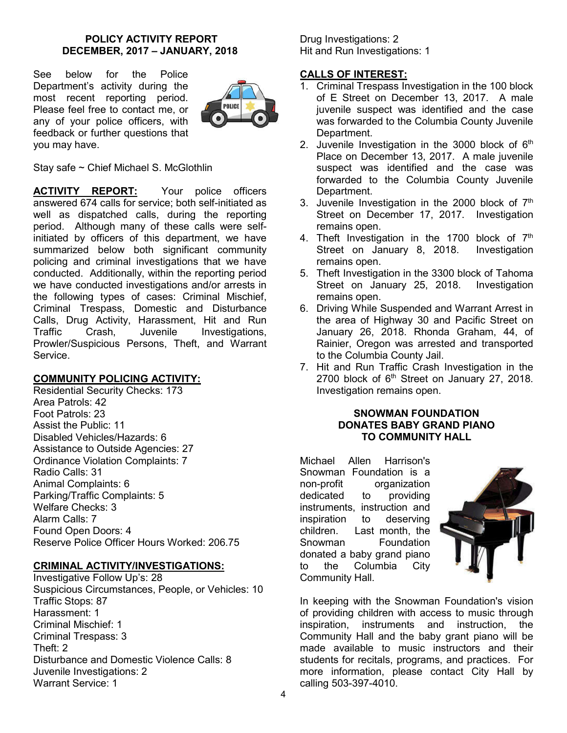## POLICY ACTIVITY REPORT
## DECEMBER, 2017 – JANUARY, 2018

See below for the Police Department's activity during the most recent reporting period. Please feel free to contact me, or any of your police officers, with feedback or further questions that you may have.

Stay safe ~ Chief Michael S. McGlothlin

**ACTIVITY REPORT:** Your police officers answered 674 calls for service; both self-initiated as well as dispatched calls, during the reporting period. Although many of these calls were self-initiated by officers of this department, we have summarized below both significant community policing and criminal investigations that we have conducted. Additionally, within the reporting period we have conducted investigations and/or arrests in the following types of cases: Criminal Mischief, Criminal Trespass, Domestic and Disturbance Calls, Drug Activity, Harassment, Hit and Run Traffic Crash, Juvenile Investigations, Prowler/Suspicious Persons, Theft, and Warrant Service.

**COMMUNITY POLICING ACTIVITY:**

Residential Security Checks: 173
Area Patrols: 42
Foot Patrols: 23
Assist the Public: 11
Disabled Vehicles/Hazards: 6
Assistance to Outside Agencies: 27
Ordinance Violation Complaints: 7
Radio Calls: 31
Animal Complaints: 6
Parking/Traffic Complaints: 5
Welfare Checks: 3
Alarm Calls: 7
Found Open Doors: 4
Reserve Police Officer Hours Worked: 206.75

**CRIMINAL ACTIVITY/INVESTIGATIONS:**

Investigative Follow Up's: 28
Suspicious Circumstances, People, or Vehicles: 10
Traffic Stops: 87
Harassment: 1
Criminal Mischief: 1
Criminal Trespass: 3
Theft: 2
Disturbance and Domestic Violence Calls: 8
Juvenile Investigations: 2
Warrant Service: 1
Drug Investigations: 2
Hit and Run Investigations: 1

**CALLS OF INTEREST:**

1. Criminal Trespass Investigation in the 100 block of E Street on December 13, 2017. A male juvenile suspect was identified and the case was forwarded to the Columbia County Juvenile Department.
2. Juvenile Investigation in the 3000 block of 6th Place on December 13, 2017. A male juvenile suspect was identified and the case was forwarded to the Columbia County Juvenile Department.
3. Juvenile Investigation in the 2000 block of 7th Street on December 17, 2017. Investigation remains open.
4. Theft Investigation in the 1700 block of 7th Street on January 8, 2018. Investigation remains open.
5. Theft Investigation in the 3300 block of Tahoma Street on January 25, 2018. Investigation remains open.
6. Driving While Suspended and Warrant Arrest in the area of Highway 30 and Pacific Street on January 26, 2018. Rhonda Graham, 44, of Rainier, Oregon was arrested and transported to the Columbia County Jail.
7. Hit and Run Traffic Crash Investigation in the 2700 block of 6th Street on January 27, 2018. Investigation remains open.

## SNOWMAN FOUNDATION DONATES BABY GRAND PIANO TO COMMUNITY HALL

Michael Allen Harrison's Snowman Foundation is a non-profit organization dedicated to providing instruments, instruction and inspiration to deserving children. Last month, the Snowman Foundation donated a baby grand piano to the Columbia City Community Hall.

In keeping with the Snowman Foundation's vision of providing children with access to music through inspiration, instruments and instruction, the Community Hall and the baby grant piano will be made available to music instructors and their students for recitals, programs, and practices. For more information, please contact City Hall by calling 503-397-4010.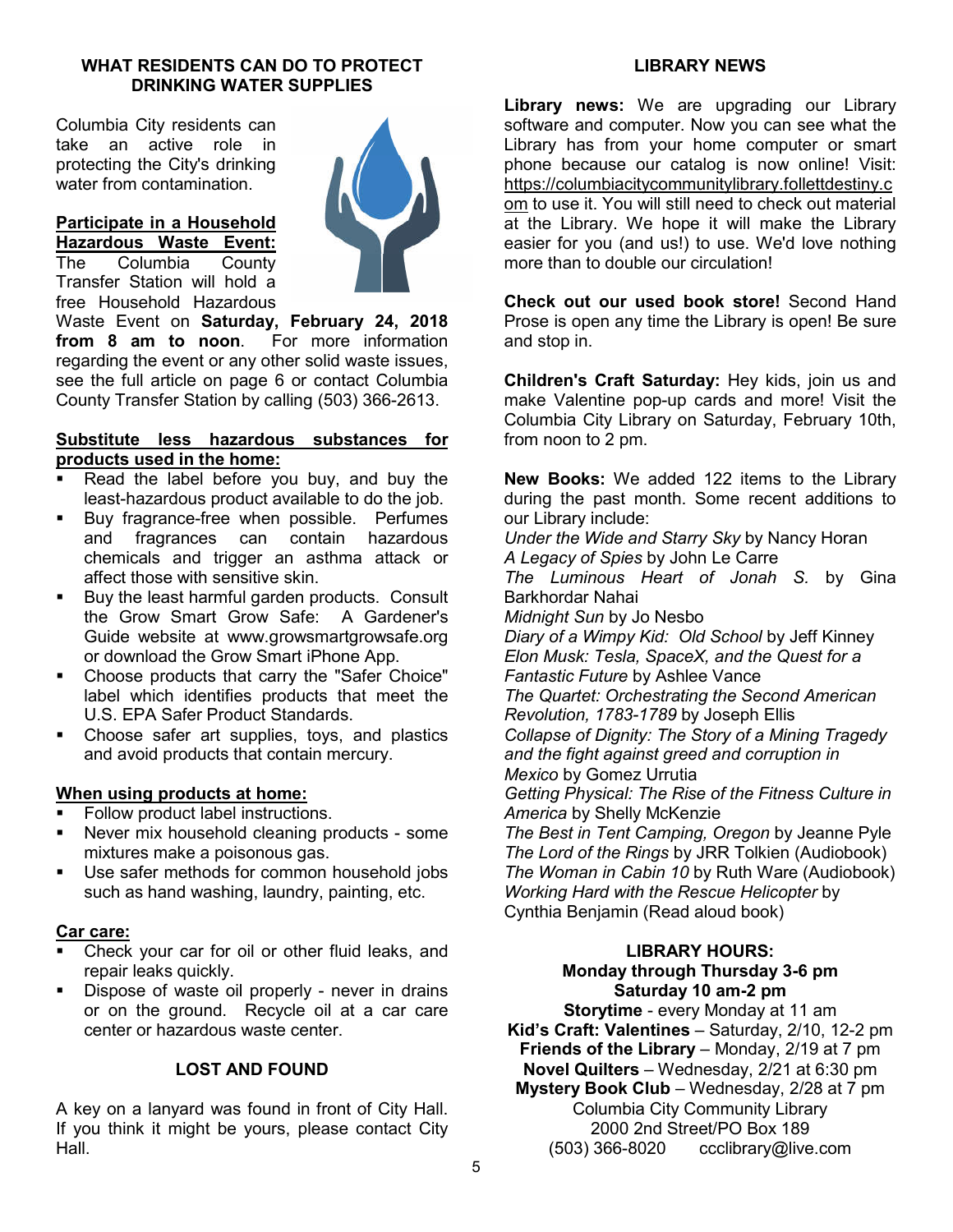## WHAT RESIDENTS CAN DO TO PROTECT DRINKING WATER SUPPLIES

Columbia City residents can take an active role in protecting the City's drinking water from contamination.

**Participate in a Household Hazardous Waste Event:** The Columbia County Transfer Station will hold a free Household Hazardous Waste Event on **Saturday, February 24, 2018 from 8 am to noon**. For more information regarding the event or any other solid waste issues, see the full article on page 6 or contact Columbia County Transfer Station by calling (503) 366-2613.

**Substitute less hazardous substances for products used in the home:**

- Read the label before you buy, and buy the least-hazardous product available to do the job.
- Buy fragrance-free when possible. Perfumes and fragrances can contain hazardous chemicals and trigger an asthma attack or affect those with sensitive skin.
- Buy the least harmful garden products. Consult the Grow Smart Grow Safe: A Gardener's Guide website at www.growsmartgrowsafe.org or download the Grow Smart iPhone App.
- Choose products that carry the "Safer Choice" label which identifies products that meet the U.S. EPA Safer Product Standards.
- Choose safer art supplies, toys, and plastics and avoid products that contain mercury.

**When using products at home:**

- Follow product label instructions.
- Never mix household cleaning products - some mixtures make a poisonous gas.
- Use safer methods for common household jobs such as hand washing, laundry, painting, etc.

**Car care:**

- Check your car for oil or other fluid leaks, and repair leaks quickly.
- Dispose of waste oil properly - never in drains or on the ground. Recycle oil at a car care center or hazardous waste center.

## LOST AND FOUND

A key on a lanyard was found in front of City Hall. If you think it might be yours, please contact City Hall.

## LIBRARY NEWS

**Library news:** We are upgrading our Library software and computer. Now you can see what the Library has from your home computer or smart phone because our catalog is now online! Visit: https://columbiacitycommunitylibrary.follettdestiny.com to use it. You will still need to check out material at the Library. We hope it will make the Library easier for you (and us!) to use. We'd love nothing more than to double our circulation!

**Check out our used book store!** Second Hand Prose is open any time the Library is open! Be sure and stop in.

**Children's Craft Saturday:** Hey kids, join us and make Valentine pop-up cards and more! Visit the Columbia City Library on Saturday, February 10th, from noon to 2 pm.

**New Books:** We added 122 items to the Library during the past month. Some recent additions to our Library include:

*Under the Wide and Starry Sky* by Nancy Horan
*A Legacy of Spies* by John Le Carre
*The Luminous Heart of Jonah S.* by Gina Barkhordar Nahai
*Midnight Sun* by Jo Nesbo
*Diary of a Wimpy Kid: Old School* by Jeff Kinney
*Elon Musk: Tesla, SpaceX, and the Quest for a Fantastic Future* by Ashlee Vance
*The Quartet: Orchestrating the Second American Revolution, 1783-1789* by Joseph Ellis
*Collapse of Dignity: The Story of a Mining Tragedy and the fight against greed and corruption in Mexico* by Gomez Urrutia
*Getting Physical: The Rise of the Fitness Culture in America* by Shelly McKenzie
*The Best in Tent Camping, Oregon* by Jeanne Pyle
*The Lord of the Rings* by JRR Tolkien (Audiobook)
*The Woman in Cabin 10* by Ruth Ware (Audiobook)
*Working Hard with the Rescue Helicopter* by Cynthia Benjamin (Read aloud book)

**LIBRARY HOURS:**
**Monday through Thursday 3-6 pm**
**Saturday 10 am-2 pm**
**Storytime** - every Monday at 11 am
**Kid's Craft: Valentines** – Saturday, 2/10, 12-2 pm
**Friends of the Library** – Monday, 2/19 at 7 pm
**Novel Quilters** – Wednesday, 2/21 at 6:30 pm
**Mystery Book Club** – Wednesday, 2/28 at 7 pm
Columbia City Community Library
2000 2nd Street/PO Box 189
(503) 366-8020 ccclibrary@live.com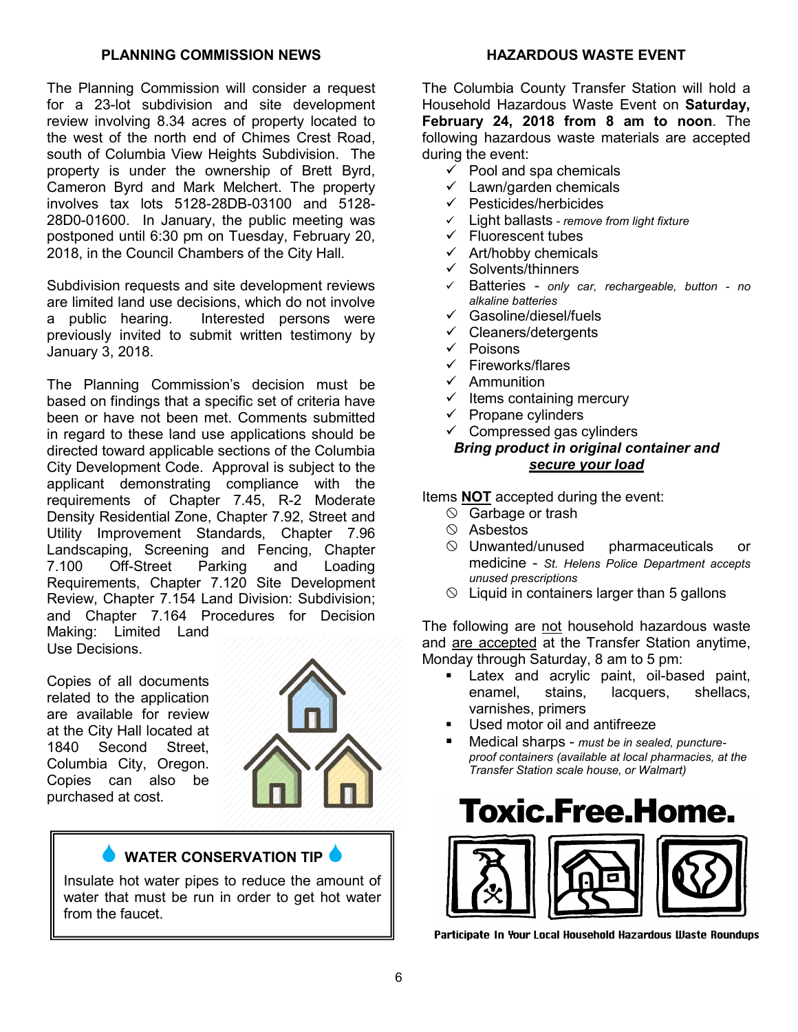## PLANNING COMMISSION NEWS

The Planning Commission will consider a request for a 23-lot subdivision and site development review involving 8.34 acres of property located to the west of the north end of Chimes Crest Road, south of Columbia View Heights Subdivision. The property is under the ownership of Brett Byrd, Cameron Byrd and Mark Melchert. The property involves tax lots 5128-28DB-03100 and 5128-28D0-01600. In January, the public meeting was postponed until 6:30 pm on Tuesday, February 20, 2018, in the Council Chambers of the City Hall.

Subdivision requests and site development reviews are limited land use decisions, which do not involve a public hearing. Interested persons were previously invited to submit written testimony by January 3, 2018.

The Planning Commission's decision must be based on findings that a specific set of criteria have been or have not been met. Comments submitted in regard to these land use applications should be directed toward applicable sections of the Columbia City Development Code. Approval is subject to the applicant demonstrating compliance with the requirements of Chapter 7.45, R-2 Moderate Density Residential Zone, Chapter 7.92, Street and Utility Improvement Standards, Chapter 7.96 Landscaping, Screening and Fencing, Chapter 7.100 Off-Street Parking and Loading Requirements, Chapter 7.120 Site Development Review, Chapter 7.154 Land Division: Subdivision; and Chapter 7.164 Procedures for Decision Making: Limited Land Use Decisions.

Copies of all documents related to the application are available for review at the City Hall located at 1840 Second Street, Columbia City, Oregon. Copies can also be purchased at cost.

### WATER CONSERVATION TIP

Insulate hot water pipes to reduce the amount of water that must be run in order to get hot water from the faucet.

## HAZARDOUS WASTE EVENT

The Columbia County Transfer Station will hold a Household Hazardous Waste Event on **Saturday, February 24, 2018 from 8 am to noon**. The following hazardous waste materials are accepted during the event:

- ✓ Pool and spa chemicals
- ✓ Lawn/garden chemicals
- ✓ Pesticides/herbicides
- ✓ Light ballasts - *remove from light fixture*
- ✓ Fluorescent tubes
- ✓ Art/hobby chemicals
- ✓ Solvents/thinners
- ✓ Batteries - *only car, rechargeable, button - no alkaline batteries*
- ✓ Gasoline/diesel/fuels
- ✓ Cleaners/detergents
- ✓ Poisons
- ✓ Fireworks/flares
- ✓ Ammunition
- ✓ Items containing mercury
- ✓ Propane cylinders
- ✓ Compressed gas cylinders

***Bring product in original container and secure your load***

Items **NOT** accepted during the event:

- ⃠ Garbage or trash
- ⃠ Asbestos
- ⃠ Unwanted/unused pharmaceuticals or medicine - *St. Helens Police Department accepts unused prescriptions*
- ⃠ Liquid in containers larger than 5 gallons

The following are not household hazardous waste and are accepted at the Transfer Station anytime, Monday through Saturday, 8 am to 5 pm:

- Latex and acrylic paint, oil-based paint, enamel, stains, lacquers, shellacs, varnishes, primers
- Used motor oil and antifreeze
- Medical sharps - *must be in sealed, puncture-proof containers (available at local pharmacies, at the Transfer Station scale house, or Walmart)*

**Toxic.Free.Home.**

Participate In Your Local Household Hazardous Waste Roundups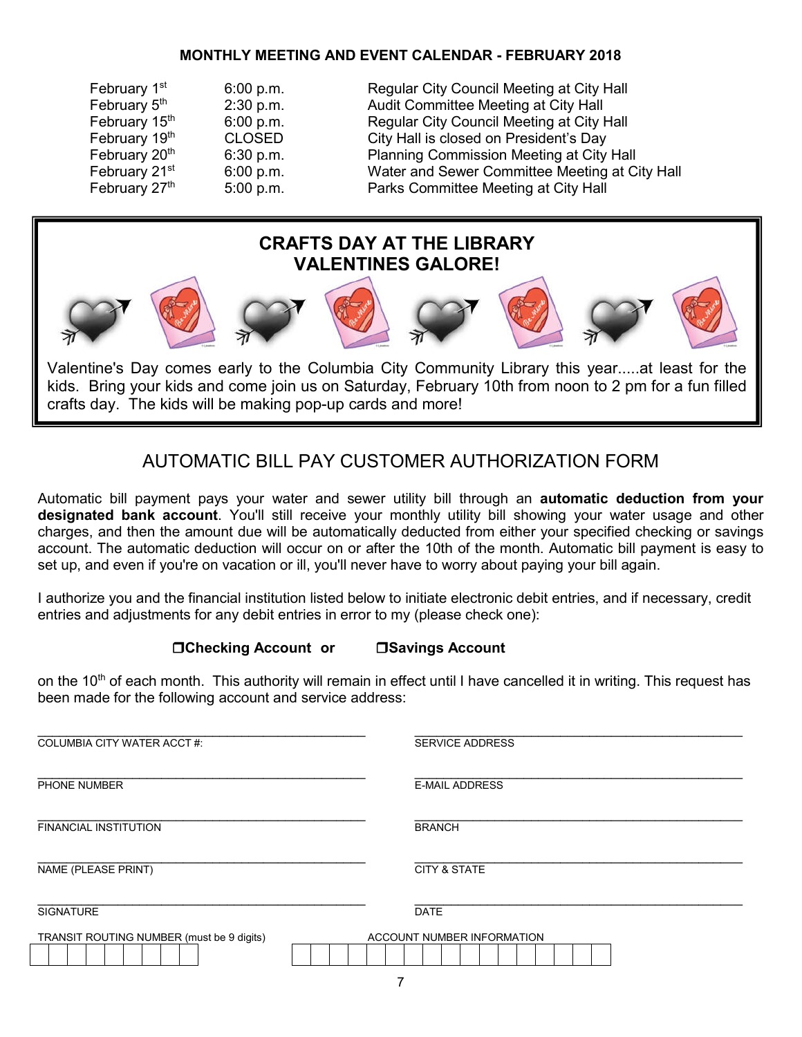## MONTHLY MEETING AND EVENT CALENDAR - FEBRUARY 2018

| | | |
|---|---|---|
| February 1st | 6:00 p.m. | Regular City Council Meeting at City Hall |
| February 5th | 2:30 p.m. | Audit Committee Meeting at City Hall |
| February 15th | 6:00 p.m. | Regular City Council Meeting at City Hall |
| February 19th | CLOSED | City Hall is closed on President's Day |
| February 20th | 6:30 p.m. | Planning Commission Meeting at City Hall |
| February 21st | 6:00 p.m. | Water and Sewer Committee Meeting at City Hall |
| February 27th | 5:00 p.m. | Parks Committee Meeting at City Hall |

## CRAFTS DAY AT THE LIBRARY
## VALENTINES GALORE!

Valentine's Day comes early to the Columbia City Community Library this year.....at least for the kids. Bring your kids and come join us on Saturday, February 10th from noon to 2 pm for a fun filled crafts day. The kids will be making pop-up cards and more!

# AUTOMATIC BILL PAY CUSTOMER AUTHORIZATION FORM

Automatic bill payment pays your water and sewer utility bill through an **automatic deduction from your designated bank account**. You'll still receive your monthly utility bill showing your water usage and other charges, and then the amount due will be automatically deducted from either your specified checking or savings account. The automatic deduction will occur on or after the 10th of the month. Automatic bill payment is easy to set up, and even if you're on vacation or ill, you'll never have to worry about paying your bill again.

I authorize you and the financial institution listed below to initiate electronic debit entries, and if necessary, credit entries and adjustments for any debit entries in error to my (please check one):

**☐Checking Account or ☐Savings Account**

on the 10th of each month. This authority will remain in effect until I have cancelled it in writing. This request has been made for the following account and service address:

| | |
|---|---|
| \_\_\_\_\_\_\_\_\_\_\_\_\_\_\_\_\_\_\_\_\_\_\_\_ COLUMBIA CITY WATER ACCT #: | \_\_\_\_\_\_\_\_\_\_\_\_\_\_\_\_\_\_\_\_\_\_\_\_ SERVICE ADDRESS |
| \_\_\_\_\_\_\_\_\_\_\_\_\_\_\_\_\_\_\_\_\_\_\_\_ PHONE NUMBER | \_\_\_\_\_\_\_\_\_\_\_\_\_\_\_\_\_\_\_\_\_\_\_\_ E-MAIL ADDRESS |
| \_\_\_\_\_\_\_\_\_\_\_\_\_\_\_\_\_\_\_\_\_\_\_\_ FINANCIAL INSTITUTION | \_\_\_\_\_\_\_\_\_\_\_\_\_\_\_\_\_\_\_\_\_\_\_\_ BRANCH |
| \_\_\_\_\_\_\_\_\_\_\_\_\_\_\_\_\_\_\_\_\_\_\_\_ NAME (PLEASE PRINT) | \_\_\_\_\_\_\_\_\_\_\_\_\_\_\_\_\_\_\_\_\_\_\_\_ CITY & STATE |
| \_\_\_\_\_\_\_\_\_\_\_\_\_\_\_\_\_\_\_\_\_\_\_\_ SIGNATURE | \_\_\_\_\_\_\_\_\_\_\_\_\_\_\_\_\_\_\_\_\_\_\_\_ DATE |

TRANSIT ROUTING NUMBER (must be 9 digits)

| | | | | | | | | |
|---|---|---|---|---|---|---|---|---|
| | | | | | | | | |

ACCOUNT NUMBER INFORMATION

| | | | | | | | | | | | | | | | | |
|---|---|---|---|---|---|---|---|---|---|---|---|---|---|---|---|---|
| | | | | | | | | | | | | | | | | |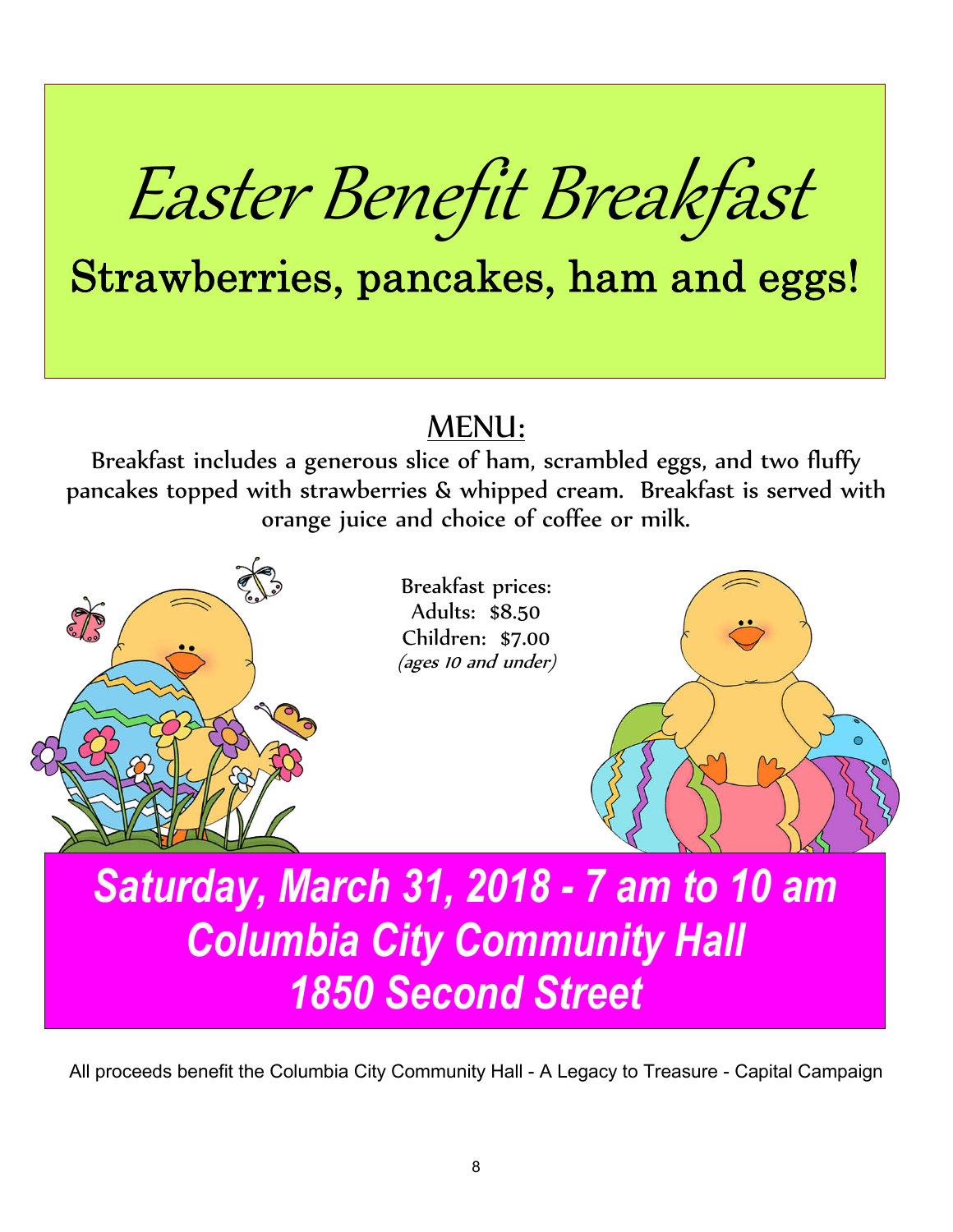# Easter Benefit Breakfast

## Strawberries, pancakes, ham and eggs!

## MENU:

Breakfast includes a generous slice of ham, scrambled eggs, and two fluffy pancakes topped with strawberries & whipped cream. Breakfast is served with orange juice and choice of coffee or milk.

Breakfast prices:
Adults: $8.50
Children: $7.00
*(ages 10 and under)*

## ***Saturday, March 31, 2018 - 7 am to 10 am***
## ***Columbia City Community Hall***
## ***1850 Second Street***

All proceeds benefit the Columbia City Community Hall - A Legacy to Treasure - Capital Campaign